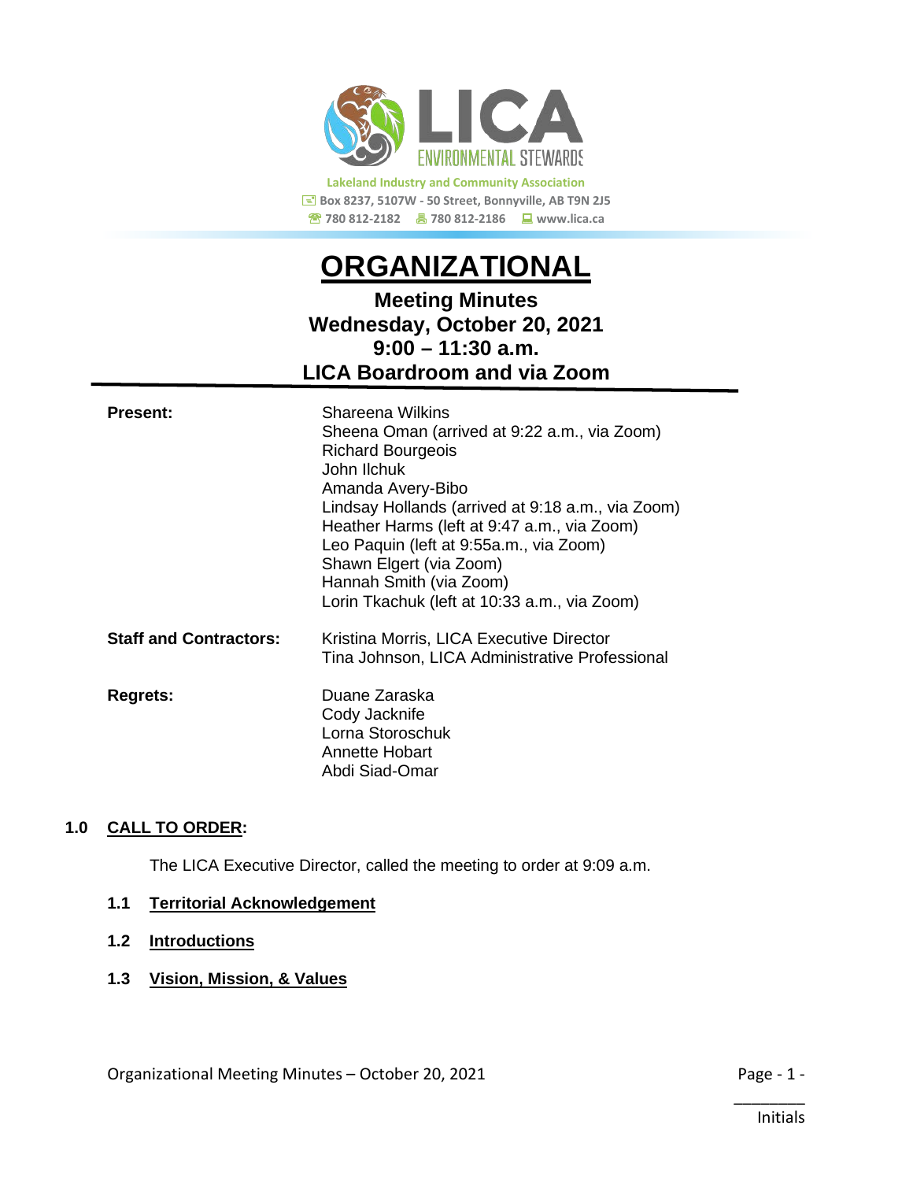Lakeland Industry and Community Association
Box 8237, 5107W - 50 Street, Bonnyville, AB T9N 2J5
780 812-2182 780 812-2186 www.lica.ca

# ORGANIZATIONAL

## Meeting Minutes
## Wednesday, October 20, 2021
## 9:00 – 11:30 a.m.
## LICA Boardroom and via Zoom

| | |
|---|---|
| **Present:** | Shareena Wilkins<br>Sheena Oman (arrived at 9:22 a.m., via Zoom)<br>Richard Bourgeois<br>John Ilchuk<br>Amanda Avery-Bibo<br>Lindsay Hollands (arrived at 9:18 a.m., via Zoom)<br>Heather Harms (left at 9:47 a.m., via Zoom)<br>Leo Paquin (left at 9:55a.m., via Zoom)<br>Shawn Elgert (via Zoom)<br>Hannah Smith (via Zoom)<br>Lorin Tkachuk (left at 10:33 a.m., via Zoom) |
| **Staff and Contractors:** | Kristina Morris, LICA Executive Director<br>Tina Johnson, LICA Administrative Professional |
| **Regrets:** | Duane Zaraska<br>Cody Jacknife<br>Lorna Storoschuk<br>Annette Hobart<br>Abdi Siad-Omar |

### 1.0 CALL TO ORDER:

The LICA Executive Director, called the meeting to order at 9:09 a.m.

#### 1.1 Territorial Acknowledgement

#### 1.2 Introductions

#### 1.3 Vision, Mission, & Values

________
Initials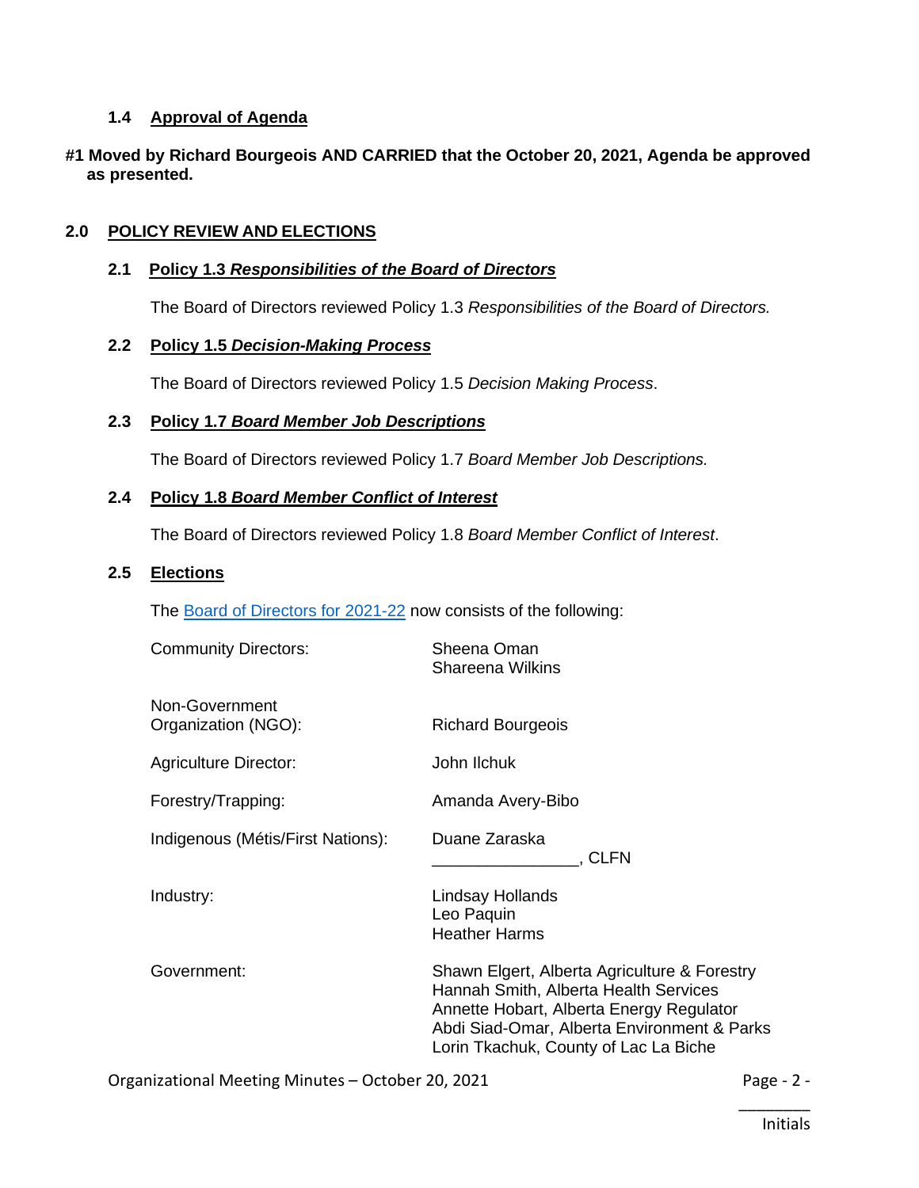### 1.4 Approval of Agenda

**#1 Moved by Richard Bourgeois AND CARRIED that the October 20, 2021, Agenda be approved as presented.**

## 2.0 POLICY REVIEW AND ELECTIONS

### 2.1 Policy 1.3 *Responsibilities of the Board of Directors*

The Board of Directors reviewed Policy 1.3 *Responsibilities of the Board of Directors.*

### 2.2 Policy 1.5 *Decision-Making Process*

The Board of Directors reviewed Policy 1.5 *Decision Making Process*.

### 2.3 Policy 1.7 *Board Member Job Descriptions*

The Board of Directors reviewed Policy 1.7 *Board Member Job Descriptions.*

### 2.4 Policy 1.8 *Board Member Conflict of Interest*

The Board of Directors reviewed Policy 1.8 *Board Member Conflict of Interest*.

### 2.5 Elections

The Board of Directors for 2021-22 now consists of the following:

| | |
|---|---|
| Community Directors: | Sheena Oman<br>Shareena Wilkins |
| Non-Government Organization (NGO): | Richard Bourgeois |
| Agriculture Director: | John Ilchuk |
| Forestry/Trapping: | Amanda Avery-Bibo |
| Indigenous (Métis/First Nations): | Duane Zaraska<br>________________, CLFN |
| Industry: | Lindsay Hollands<br>Leo Paquin<br>Heather Harms |
| Government: | Shawn Elgert, Alberta Agriculture & Forestry<br>Hannah Smith, Alberta Health Services<br>Annette Hobart, Alberta Energy Regulator<br>Abdi Siad-Omar, Alberta Environment & Parks<br>Lorin Tkachuk, County of Lac La Biche |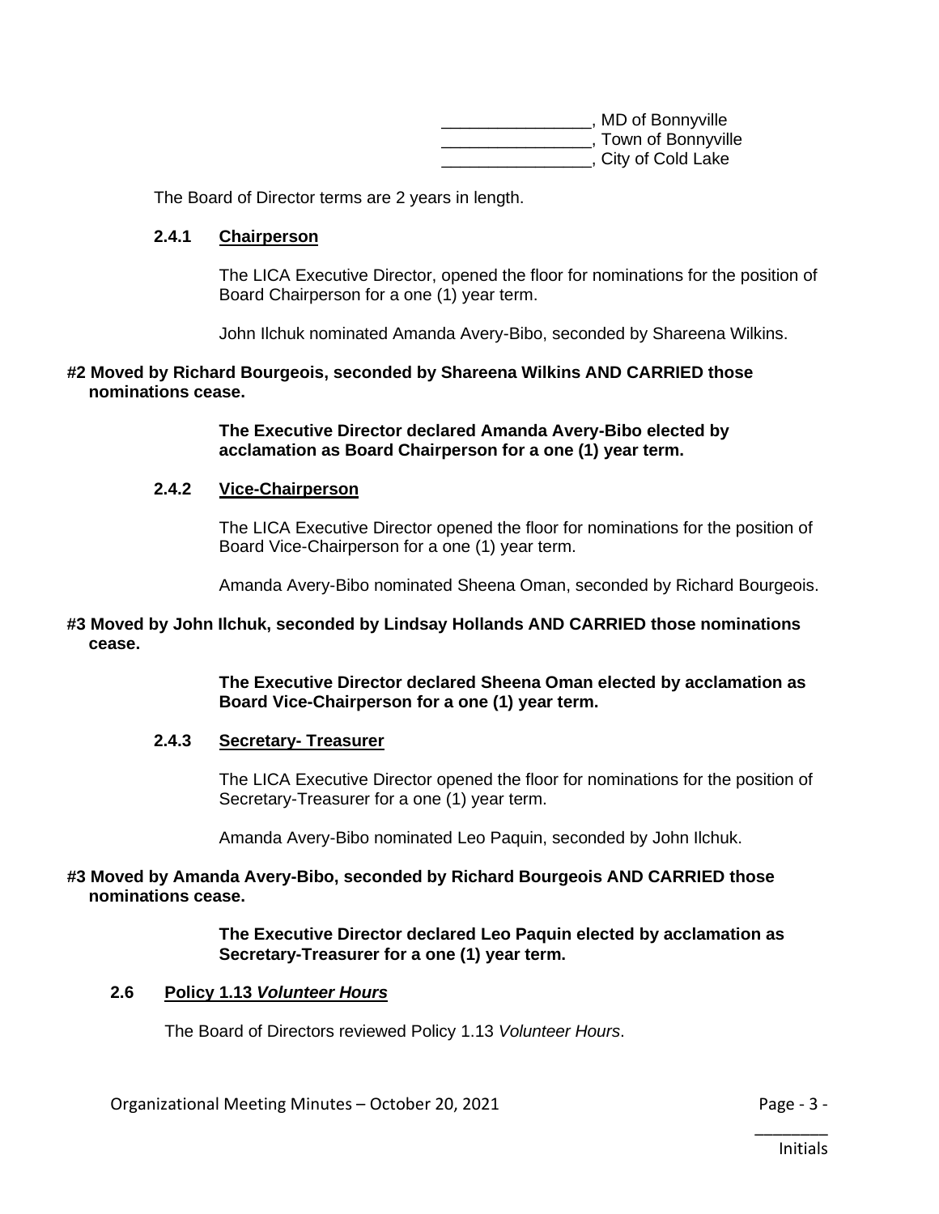________________, MD of Bonnyville
________________, Town of Bonnyville
________________, City of Cold Lake

The Board of Director terms are 2 years in length.

### 2.4.1 Chairperson

The LICA Executive Director, opened the floor for nominations for the position of Board Chairperson for a one (1) year term.

John Ilchuk nominated Amanda Avery-Bibo, seconded by Shareena Wilkins.

**#2 Moved by Richard Bourgeois, seconded by Shareena Wilkins AND CARRIED those nominations cease.**

**The Executive Director declared Amanda Avery-Bibo elected by acclamation as Board Chairperson for a one (1) year term.**

### 2.4.2 Vice-Chairperson

The LICA Executive Director opened the floor for nominations for the position of Board Vice-Chairperson for a one (1) year term.

Amanda Avery-Bibo nominated Sheena Oman, seconded by Richard Bourgeois.

**#3 Moved by John Ilchuk, seconded by Lindsay Hollands AND CARRIED those nominations cease.**

**The Executive Director declared Sheena Oman elected by acclamation as Board Vice-Chairperson for a one (1) year term.**

### 2.4.3 Secretary- Treasurer

The LICA Executive Director opened the floor for nominations for the position of Secretary-Treasurer for a one (1) year term.

Amanda Avery-Bibo nominated Leo Paquin, seconded by John Ilchuk.

**#3 Moved by Amanda Avery-Bibo, seconded by Richard Bourgeois AND CARRIED those nominations cease.**

**The Executive Director declared Leo Paquin elected by acclamation as Secretary-Treasurer for a one (1) year term.**

## 2.6 Policy 1.13 *Volunteer Hours*

The Board of Directors reviewed Policy 1.13 *Volunteer Hours*.

________
Initials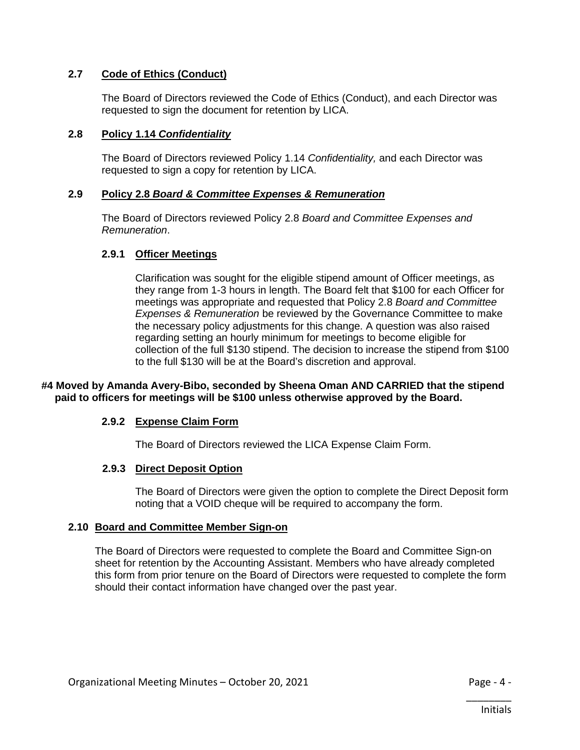### 2.7 Code of Ethics (Conduct)

The Board of Directors reviewed the Code of Ethics (Conduct), and each Director was requested to sign the document for retention by LICA.

### 2.8 Policy 1.14 *Confidentiality*

The Board of Directors reviewed Policy 1.14 *Confidentiality,* and each Director was requested to sign a copy for retention by LICA.

### 2.9 Policy 2.8 *Board & Committee Expenses & Remuneration*

The Board of Directors reviewed Policy 2.8 *Board and Committee Expenses and Remuneration*.

#### 2.9.1 Officer Meetings

Clarification was sought for the eligible stipend amount of Officer meetings, as they range from 1-3 hours in length. The Board felt that $100 for each Officer for meetings was appropriate and requested that Policy 2.8 *Board and Committee Expenses & Remuneration* be reviewed by the Governance Committee to make the necessary policy adjustments for this change. A question was also raised regarding setting an hourly minimum for meetings to become eligible for collection of the full $130 stipend. The decision to increase the stipend from $100 to the full $130 will be at the Board's discretion and approval.

**#4 Moved by Amanda Avery-Bibo, seconded by Sheena Oman AND CARRIED that the stipend paid to officers for meetings will be $100 unless otherwise approved by the Board.**

#### 2.9.2 Expense Claim Form

The Board of Directors reviewed the LICA Expense Claim Form.

#### 2.9.3 Direct Deposit Option

The Board of Directors were given the option to complete the Direct Deposit form noting that a VOID cheque will be required to accompany the form.

### 2.10 Board and Committee Member Sign-on

The Board of Directors were requested to complete the Board and Committee Sign-on sheet for retention by the Accounting Assistant. Members who have already completed this form from prior tenure on the Board of Directors were requested to complete the form should their contact information have changed over the past year.

________
Initials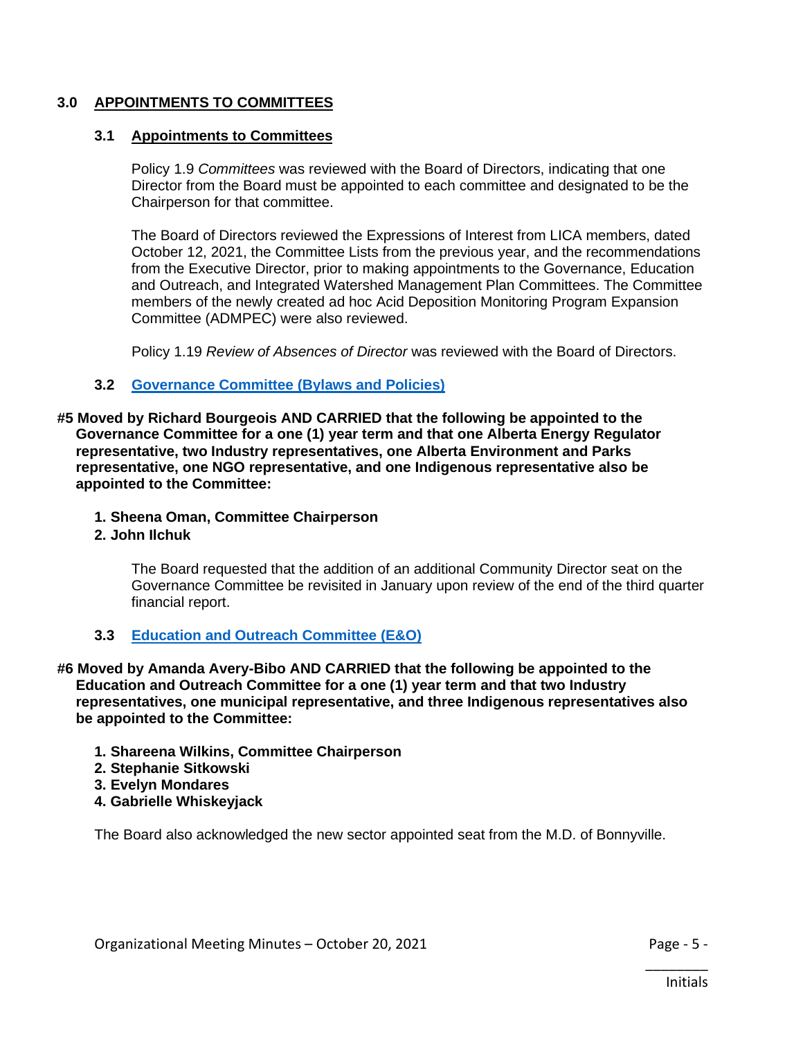## 3.0 APPOINTMENTS TO COMMITTEES

### 3.1 Appointments to Committees

Policy 1.9 *Committees* was reviewed with the Board of Directors, indicating that one Director from the Board must be appointed to each committee and designated to be the Chairperson for that committee.

The Board of Directors reviewed the Expressions of Interest from LICA members, dated October 12, 2021, the Committee Lists from the previous year, and the recommendations from the Executive Director, prior to making appointments to the Governance, Education and Outreach, and Integrated Watershed Management Plan Committees. The Committee members of the newly created ad hoc Acid Deposition Monitoring Program Expansion Committee (ADMPEC) were also reviewed.

Policy 1.19 *Review of Absences of Director* was reviewed with the Board of Directors.

### 3.2 Governance Committee (Bylaws and Policies)

**#5 Moved by Richard Bourgeois AND CARRIED that the following be appointed to the Governance Committee for a one (1) year term and that one Alberta Energy Regulator representative, two Industry representatives, one Alberta Environment and Parks representative, one NGO representative, and one Indigenous representative also be appointed to the Committee:**

1. **Sheena Oman, Committee Chairperson**
2. **John Ilchuk**

The Board requested that the addition of an additional Community Director seat on the Governance Committee be revisited in January upon review of the end of the third quarter financial report.

### 3.3 Education and Outreach Committee (E&O)

**#6 Moved by Amanda Avery-Bibo AND CARRIED that the following be appointed to the Education and Outreach Committee for a one (1) year term and that two Industry representatives, one municipal representative, and three Indigenous representatives also be appointed to the Committee:**

1. **Shareena Wilkins, Committee Chairperson**
2. **Stephanie Sitkowski**
3. **Evelyn Mondares**
4. **Gabrielle Whiskeyjack**

The Board also acknowledged the new sector appointed seat from the M.D. of Bonnyville.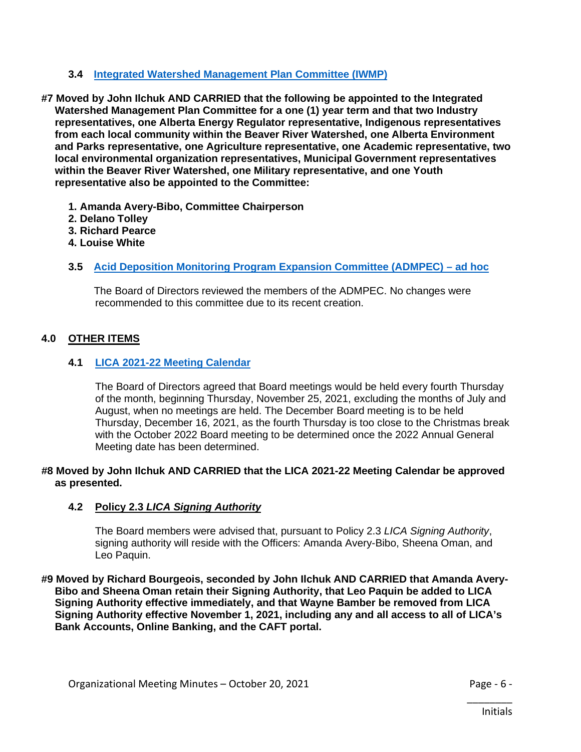### 3.4 Integrated Watershed Management Plan Committee (IWMP)

**#7 Moved by John Ilchuk AND CARRIED that the following be appointed to the Integrated Watershed Management Plan Committee for a one (1) year term and that two Industry representatives, one Alberta Energy Regulator representative, Indigenous representatives from each local community within the Beaver River Watershed, one Alberta Environment and Parks representative, one Agriculture representative, one Academic representative, two local environmental organization representatives, Municipal Government representatives within the Beaver River Watershed, one Military representative, and one Youth representative also be appointed to the Committee:**

1. **Amanda Avery-Bibo, Committee Chairperson**
2. **Delano Tolley**
3. **Richard Pearce**
4. **Louise White**

### 3.5 Acid Deposition Monitoring Program Expansion Committee (ADMPEC) – ad hoc

The Board of Directors reviewed the members of the ADMPEC. No changes were recommended to this committee due to its recent creation.

## 4.0 OTHER ITEMS

### 4.1 LICA 2021-22 Meeting Calendar

The Board of Directors agreed that Board meetings would be held every fourth Thursday of the month, beginning Thursday, November 25, 2021, excluding the months of July and August, when no meetings are held. The December Board meeting is to be held Thursday, December 16, 2021, as the fourth Thursday is too close to the Christmas break with the October 2022 Board meeting to be determined once the 2022 Annual General Meeting date has been determined.

**#8 Moved by John Ilchuk AND CARRIED that the LICA 2021-22 Meeting Calendar be approved as presented.**

### 4.2 Policy 2.3 *LICA Signing Authority*

The Board members were advised that, pursuant to Policy 2.3 *LICA Signing Authority*, signing authority will reside with the Officers: Amanda Avery-Bibo, Sheena Oman, and Leo Paquin.

**#9 Moved by Richard Bourgeois, seconded by John Ilchuk AND CARRIED that Amanda Avery-Bibo and Sheena Oman retain their Signing Authority, that Leo Paquin be added to LICA Signing Authority effective immediately, and that Wayne Bamber be removed from LICA Signing Authority effective November 1, 2021, including any and all access to all of LICA's Bank Accounts, Online Banking, and the CAFT portal.**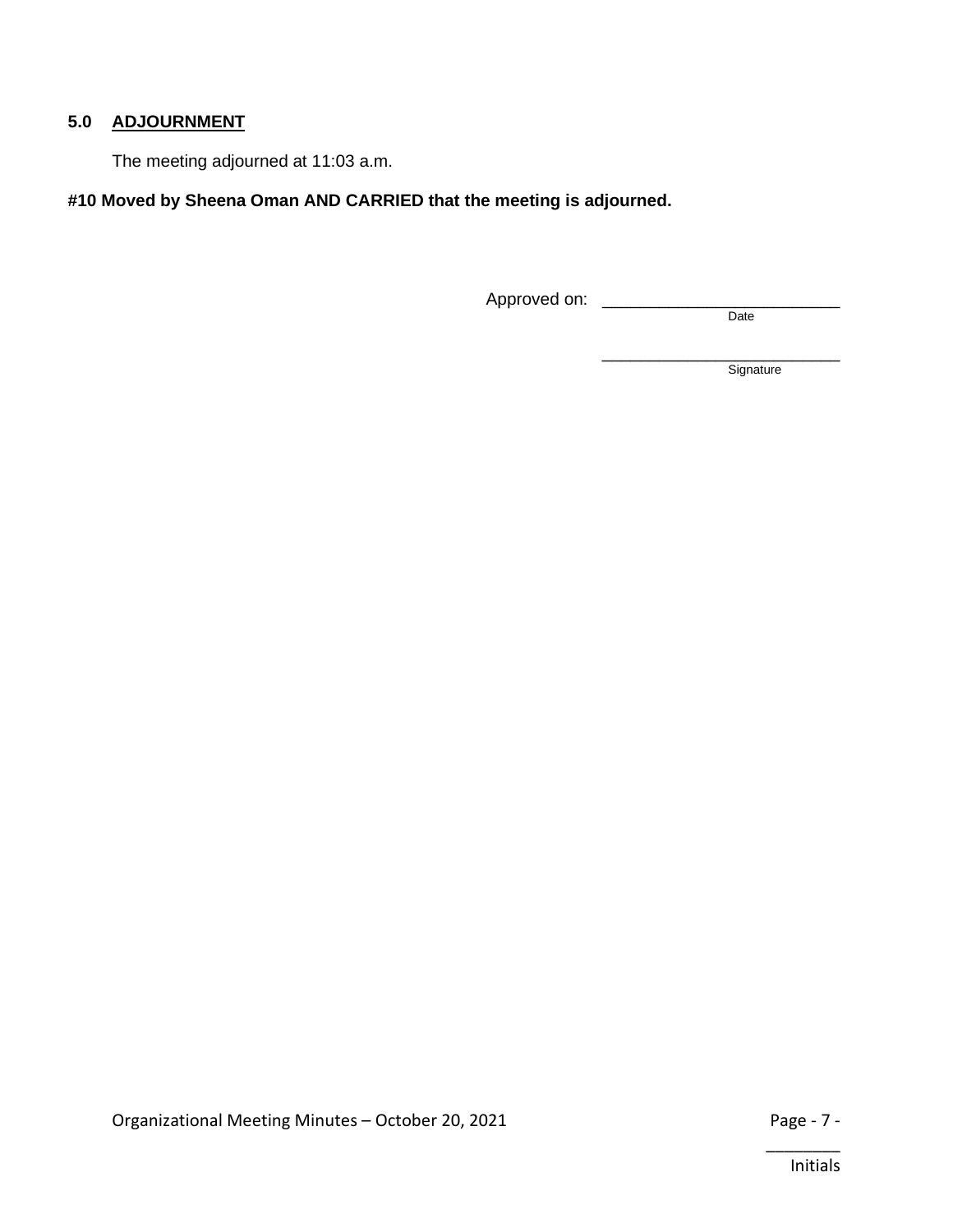## 5.0 ADJOURNMENT

The meeting adjourned at 11:03 a.m.

**#10 Moved by Sheena Oman AND CARRIED that the meeting is adjourned.**

Approved on: ___________________________
Date

___________________________
Signature

________
Initials